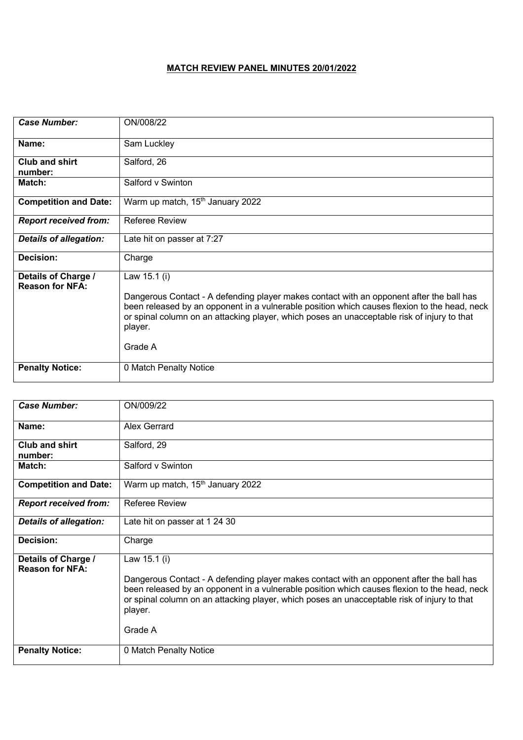# MATCH REVIEW PANEL MINUTES 20/01/2022

| *Case Number:* | ON/008/22 |
|---|---|
| **Name:** | Sam Luckley |
| **Club and shirt number:** | Salford, 26 |
| **Match:** | Salford v Swinton |
| **Competition and Date:** | Warm up match, 15th January 2022 |
| *Report received from:* | Referee Review |
| *Details of allegation:* | Late hit on passer at 7:27 |
| **Decision:** | Charge |
| **Details of Charge / Reason for NFA:** | Law 15.1 (i)<br><br>Dangerous Contact - A defending player makes contact with an opponent after the ball has been released by an opponent in a vulnerable position which causes flexion to the head, neck or spinal column on an attacking player, which poses an unacceptable risk of injury to that player.<br><br>Grade A |
| **Penalty Notice:** | 0 Match Penalty Notice |

| *Case Number:* | ON/009/22 |
|---|---|
| **Name:** | Alex Gerrard |
| **Club and shirt number:** | Salford, 29 |
| **Match:** | Salford v Swinton |
| **Competition and Date:** | Warm up match, 15th January 2022 |
| *Report received from:* | Referee Review |
| *Details of allegation:* | Late hit on passer at 1 24 30 |
| **Decision:** | Charge |
| **Details of Charge / Reason for NFA:** | Law 15.1 (i)<br><br>Dangerous Contact - A defending player makes contact with an opponent after the ball has been released by an opponent in a vulnerable position which causes flexion to the head, neck or spinal column on an attacking player, which poses an unacceptable risk of injury to that player.<br><br>Grade A |
| **Penalty Notice:** | 0 Match Penalty Notice |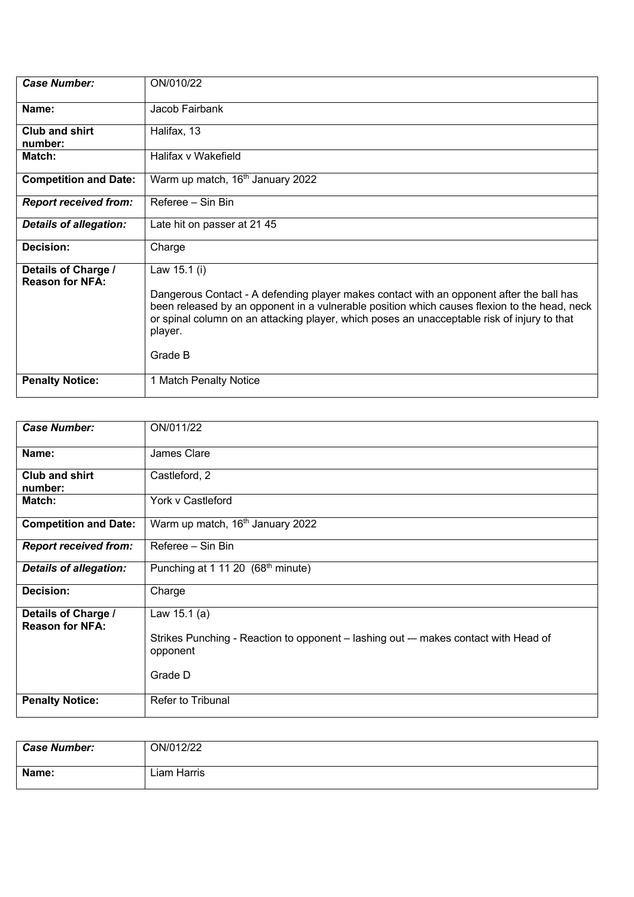| *Case Number:* | ON/010/22 |
|---|---|
| **Name:** | Jacob Fairbank |
| **Club and shirt number:** | Halifax, 13 |
| **Match:** | Halifax v Wakefield |
| **Competition and Date:** | Warm up match, 16th January 2022 |
| *Report received from:* | Referee – Sin Bin |
| *Details of allegation:* | Late hit on passer at 21 45 |
| **Decision:** | Charge |
| **Details of Charge / Reason for NFA:** | Law 15.1 (i)<br><br>Dangerous Contact - A defending player makes contact with an opponent after the ball has been released by an opponent in a vulnerable position which causes flexion to the head, neck or spinal column on an attacking player, which poses an unacceptable risk of injury to that player.<br><br>Grade B |
| **Penalty Notice:** | 1 Match Penalty Notice |

| *Case Number:* | ON/011/22 |
|---|---|
| **Name:** | James Clare |
| **Club and shirt number:** | Castleford, 2 |
| **Match:** | York v Castleford |
| **Competition and Date:** | Warm up match, 16th January 2022 |
| *Report received from:* | Referee – Sin Bin |
| *Details of allegation:* | Punching at 1 11 20 (68th minute) |
| **Decision:** | Charge |
| **Details of Charge / Reason for NFA:** | Law 15.1 (a)<br><br>Strikes Punching - Reaction to opponent – lashing out -– makes contact with Head of opponent<br><br>Grade D |
| **Penalty Notice:** | Refer to Tribunal |

| *Case Number:* | ON/012/22 |
|---|---|
| **Name:** | Liam Harris |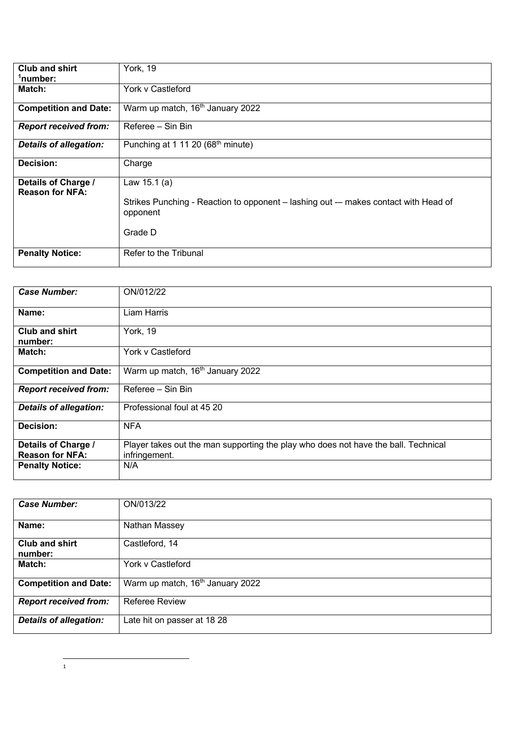| **Club and shirt [1]number:** | York, 19 |
|---|---|
| **Match:** | York v Castleford |
| **Competition and Date:** | Warm up match, 16th January 2022 |
| ***Report received from:*** | Referee – Sin Bin |
| ***Details of allegation:*** | Punching at 1 11 20 (68th minute) |
| **Decision:** | Charge |
| **Details of Charge / Reason for NFA:** | Law 15.1 (a)<br><br>Strikes Punching - Reaction to opponent – lashing out -– makes contact with Head of opponent<br><br>Grade D |
| **Penalty Notice:** | Refer to the Tribunal |

| ***Case Number:*** | ON/012/22 |
|---|---|
| **Name:** | Liam Harris |
| **Club and shirt number:** | York, 19 |
| **Match:** | York v Castleford |
| **Competition and Date:** | Warm up match, 16th January 2022 |
| ***Report received from:*** | Referee – Sin Bin |
| ***Details of allegation:*** | Professional foul at 45 20 |
| **Decision:** | NFA |
| **Details of Charge / Reason for NFA:** | Player takes out the man supporting the play who does not have the ball. Technical infringement. |
| **Penalty Notice:** | N/A |

| ***Case Number:*** | ON/013/22 |
|---|---|
| **Name:** | Nathan Massey |
| **Club and shirt number:** | Castleford, 14 |
| **Match:** | York v Castleford |
| **Competition and Date:** | Warm up match, 16th January 2022 |
| ***Report received from:*** | Referee Review |
| ***Details of allegation:*** | Late hit on passer at 18 28 |

[1]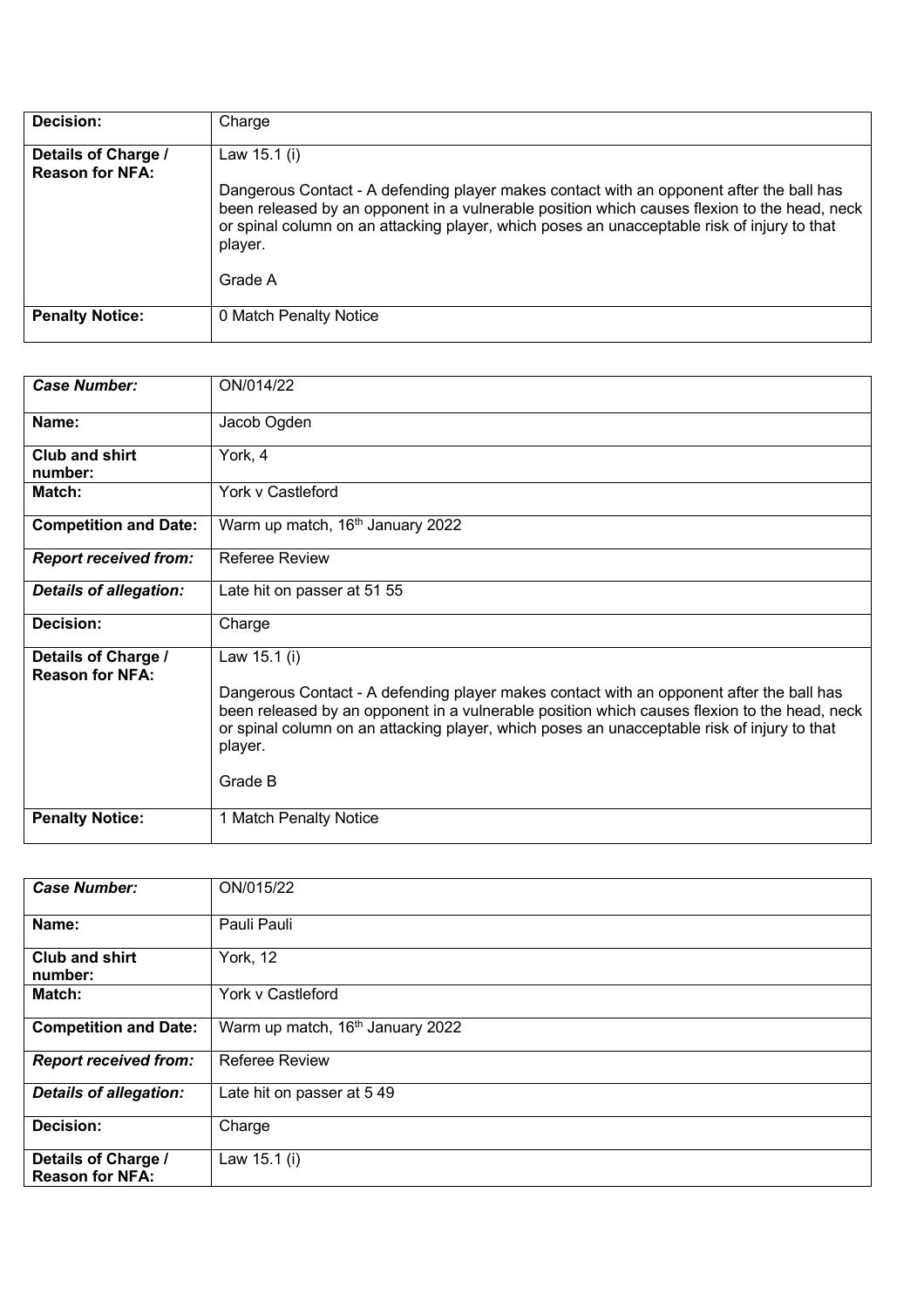| | |
|---|---|
| **Decision:** | Charge |
| **Details of Charge / Reason for NFA:** | Law 15.1 (i)<br><br>Dangerous Contact - A defending player makes contact with an opponent after the ball has been released by an opponent in a vulnerable position which causes flexion to the head, neck or spinal column on an attacking player, which poses an unacceptable risk of injury to that player.<br><br>Grade A |
| **Penalty Notice:** | 0 Match Penalty Notice |

| | |
|---|---|
| ***Case Number:*** | ON/014/22 |
| **Name:** | Jacob Ogden |
| **Club and shirt number:** | York, 4 |
| **Match:** | York v Castleford |
| **Competition and Date:** | Warm up match, 16th January 2022 |
| ***Report received from:*** | Referee Review |
| ***Details of allegation:*** | Late hit on passer at 51 55 |
| **Decision:** | Charge |
| **Details of Charge / Reason for NFA:** | Law 15.1 (i)<br><br>Dangerous Contact - A defending player makes contact with an opponent after the ball has been released by an opponent in a vulnerable position which causes flexion to the head, neck or spinal column on an attacking player, which poses an unacceptable risk of injury to that player.<br><br>Grade B |
| **Penalty Notice:** | 1 Match Penalty Notice |

| | |
|---|---|
| ***Case Number:*** | ON/015/22 |
| **Name:** | Pauli Pauli |
| **Club and shirt number:** | York, 12 |
| **Match:** | York v Castleford |
| **Competition and Date:** | Warm up match, 16th January 2022 |
| ***Report received from:*** | Referee Review |
| ***Details of allegation:*** | Late hit on passer at 5 49 |
| **Decision:** | Charge |
| **Details of Charge / Reason for NFA:** | Law 15.1 (i) |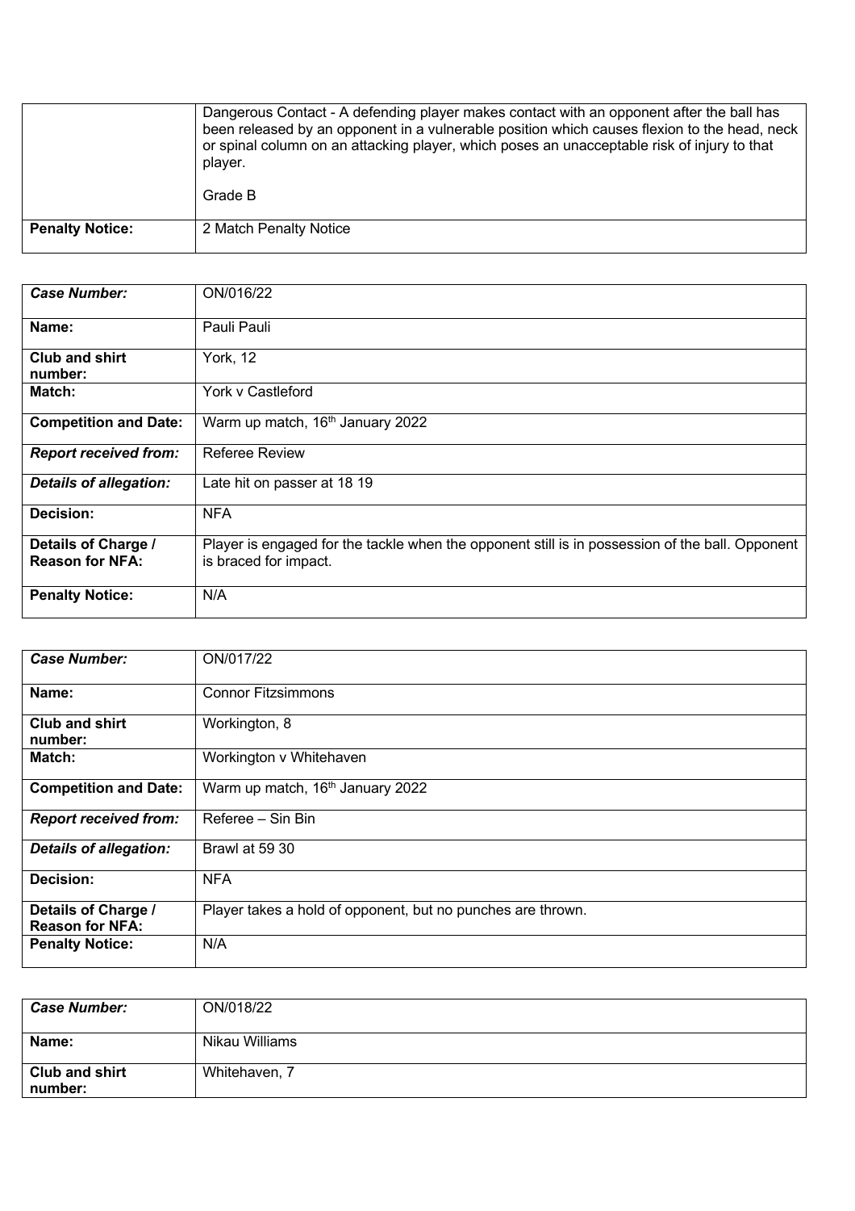| | |
|---|---|
| | Dangerous Contact - A defending player makes contact with an opponent after the ball has been released by an opponent in a vulnerable position which causes flexion to the head, neck or spinal column on an attacking player, which poses an unacceptable risk of injury to that player.<br><br>Grade B |
| **Penalty Notice:** | 2 Match Penalty Notice |

| ***Case Number:*** | ON/016/22 |
|---|---|
| **Name:** | Pauli Pauli |
| **Club and shirt number:** | York, 12 |
| **Match:** | York v Castleford |
| **Competition and Date:** | Warm up match, 16th January 2022 |
| ***Report received from:*** | Referee Review |
| ***Details of allegation:*** | Late hit on passer at 18 19 |
| **Decision:** | NFA |
| **Details of Charge / Reason for NFA:** | Player is engaged for the tackle when the opponent still is in possession of the ball. Opponent is braced for impact. |
| **Penalty Notice:** | N/A |

| ***Case Number:*** | ON/017/22 |
|---|---|
| **Name:** | Connor Fitzsimmons |
| **Club and shirt number:** | Workington, 8 |
| **Match:** | Workington v Whitehaven |
| **Competition and Date:** | Warm up match, 16th January 2022 |
| ***Report received from:*** | Referee – Sin Bin |
| ***Details of allegation:*** | Brawl at 59 30 |
| **Decision:** | NFA |
| **Details of Charge / Reason for NFA:** | Player takes a hold of opponent, but no punches are thrown. |
| **Penalty Notice:** | N/A |

| ***Case Number:*** | ON/018/22 |
|---|---|
| **Name:** | Nikau Williams |
| **Club and shirt number:** | Whitehaven, 7 |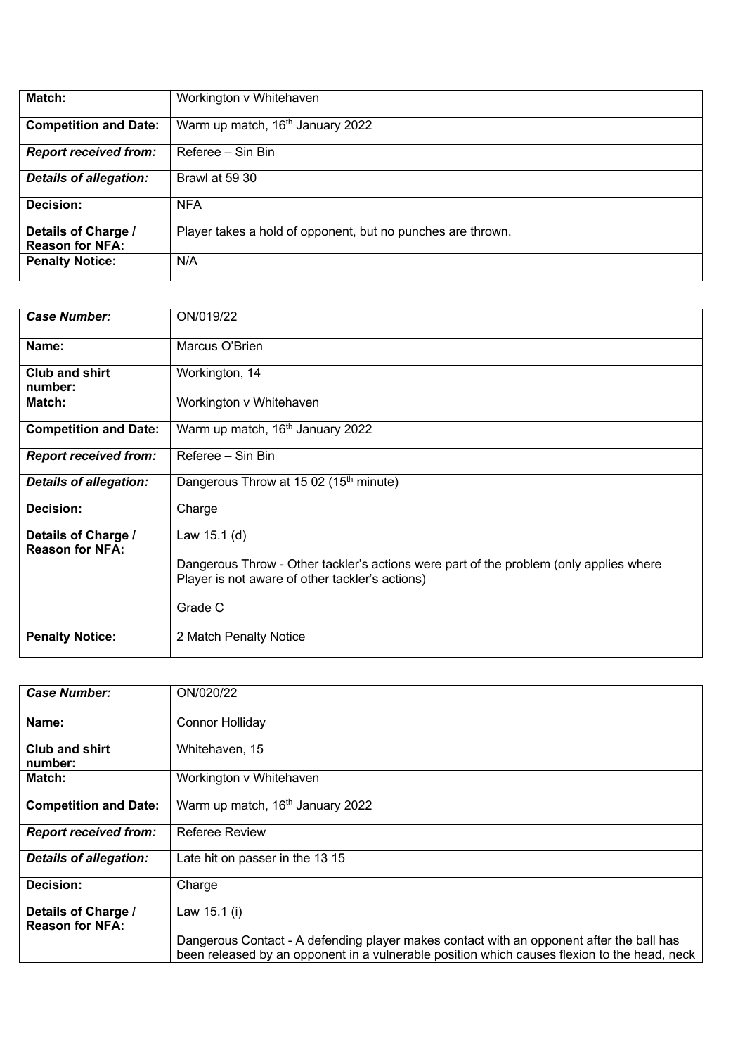| Match: | Workington v Whitehaven |
|---|---|
| **Competition and Date:** | Warm up match, 16th January 2022 |
| ***Report received from:*** | Referee – Sin Bin |
| ***Details of allegation:*** | Brawl at 59 30 |
| **Decision:** | NFA |
| **Details of Charge / Reason for NFA:** | Player takes a hold of opponent, but no punches are thrown. |
| **Penalty Notice:** | N/A |

| ***Case Number:*** | ON/019/22 |
|---|---|
| **Name:** | Marcus O'Brien |
| **Club and shirt number:** | Workington, 14 |
| **Match:** | Workington v Whitehaven |
| **Competition and Date:** | Warm up match, 16th January 2022 |
| ***Report received from:*** | Referee – Sin Bin |
| ***Details of allegation:*** | Dangerous Throw at 15 02 (15th minute) |
| **Decision:** | Charge |
| **Details of Charge / Reason for NFA:** | Law 15.1 (d)<br><br>Dangerous Throw - Other tackler's actions were part of the problem (only applies where Player is not aware of other tackler's actions)<br><br>Grade C |
| **Penalty Notice:** | 2 Match Penalty Notice |

| ***Case Number:*** | ON/020/22 |
|---|---|
| **Name:** | Connor Holliday |
| **Club and shirt number:** | Whitehaven, 15 |
| **Match:** | Workington v Whitehaven |
| **Competition and Date:** | Warm up match, 16th January 2022 |
| ***Report received from:*** | Referee Review |
| ***Details of allegation:*** | Late hit on passer in the 13 15 |
| **Decision:** | Charge |
| **Details of Charge / Reason for NFA:** | Law 15.1 (i)<br><br>Dangerous Contact - A defending player makes contact with an opponent after the ball has been released by an opponent in a vulnerable position which causes flexion to the head, neck |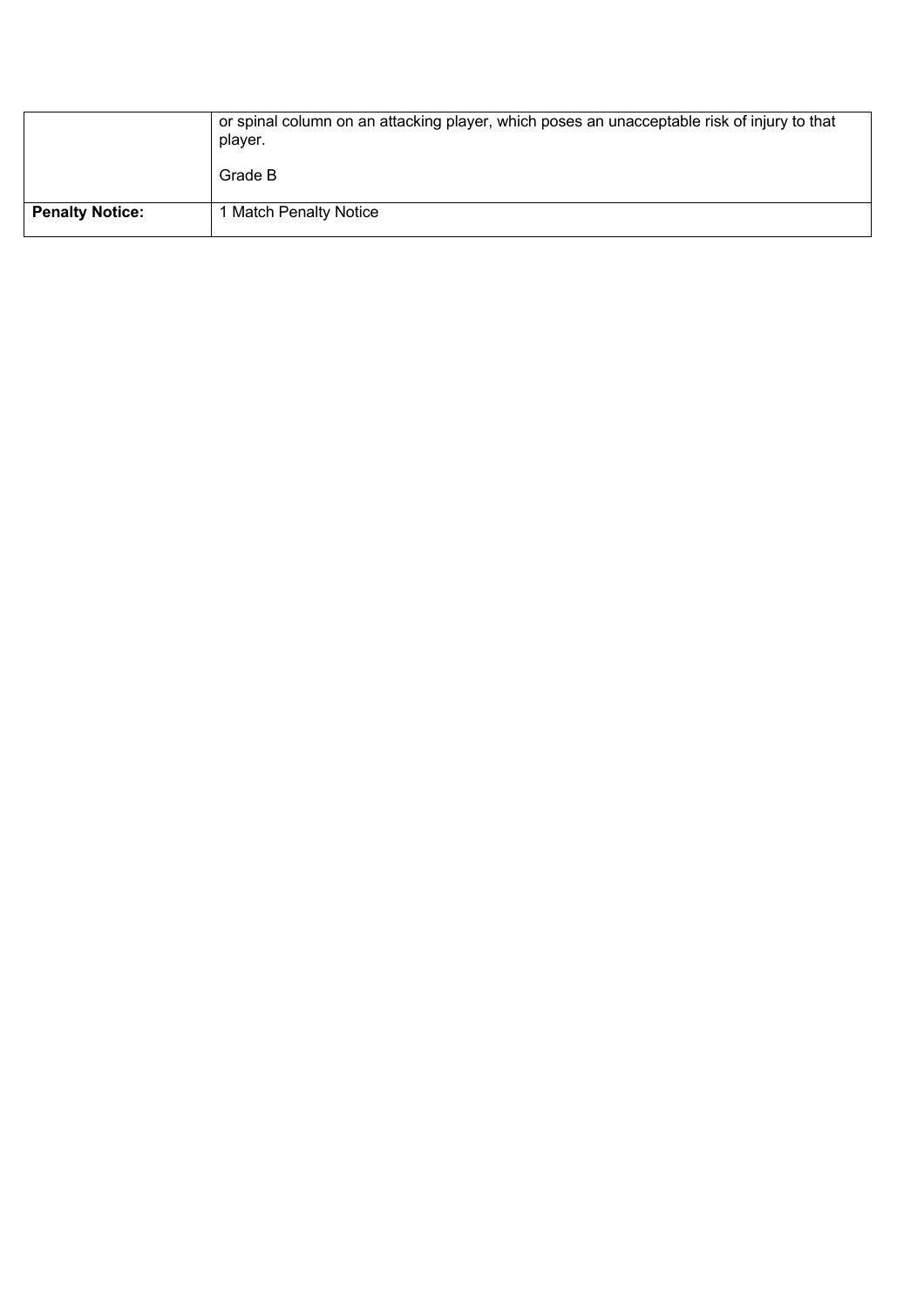| | |
|---|---|
| | or spinal column on an attacking player, which poses an unacceptable risk of injury to that player.<br><br>Grade B |
| **Penalty Notice:** | 1 Match Penalty Notice |